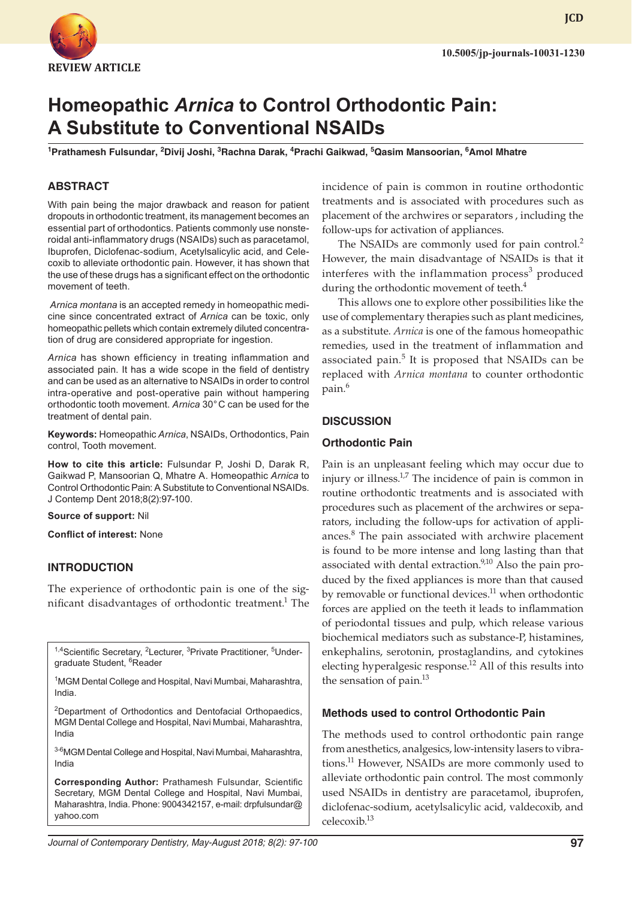REVIEW ARTICLE

# Homeopathic *Arnica* to Control Orthodontic Pain: A Substitute to Conventional NSAIDs

[1]Prathamesh Fulsundar, [2]Divij Joshi, [3]Rachna Darak, [4]Prachi Gaikwad, [5]Qasim Mansoorian, [6]Amol Mhatre

## ABSTRACT

With pain being the major drawback and reason for patient dropouts in orthodontic treatment, its management becomes an essential part of orthodontics. Patients commonly use nonsteroidal anti-inflammatory drugs (NSAIDs) such as paracetamol, Ibuprofen, Diclofenac-sodium, Acetylsalicylic acid, and Celecoxib to alleviate orthodontic pain. However, it has shown that the use of these drugs has a significant effect on the orthodontic movement of teeth.

*Arnica montana* is an accepted remedy in homeopathic medicine since concentrated extract of *Arnica* can be toxic, only homeopathic pellets which contain extremely diluted concentration of drug are considered appropriate for ingestion.

*Arnica* has shown efficiency in treating inflammation and associated pain. It has a wide scope in the field of dentistry and can be used as an alternative to NSAIDs in order to control intra-operative and post-operative pain without hampering orthodontic tooth movement. *Arnica* 30° C can be used for the treatment of dental pain.

**Keywords:** Homeopathic *Arnica*, NSAIDs, Orthodontics, Pain control, Tooth movement.

**How to cite this article:** Fulsundar P, Joshi D, Darak R, Gaikwad P, Mansoorian Q, Mhatre A. Homeopathic *Arnica* to Control Orthodontic Pain: A Substitute to Conventional NSAIDs. J Contemp Dent 2018;8(2):97-100.

**Source of support:** Nil

**Conflict of interest:** None

## INTRODUCTION

The experience of orthodontic pain is one of the significant disadvantages of orthodontic treatment.[1] The incidence of pain is common in routine orthodontic treatments and is associated with procedures such as placement of the archwires or separators , including the follow-ups for activation of appliances.

The NSAIDs are commonly used for pain control.[2] However, the main disadvantage of NSAIDs is that it interferes with the inflammation process[3] produced during the orthodontic movement of teeth.[4]

This allows one to explore other possibilities like the use of complementary therapies such as plant medicines, as a substitute. *Arnica* is one of the famous homeopathic remedies, used in the treatment of inflammation and associated pain.[5] It is proposed that NSAIDs can be replaced with *Arnica montana* to counter orthodontic pain.[6]

## DISCUSSION

### Orthodontic Pain

Pain is an unpleasant feeling which may occur due to injury or illness.[1,7] The incidence of pain is common in routine orthodontic treatments and is associated with procedures such as placement of the archwires or separators, including the follow-ups for activation of appliances.[8] The pain associated with archwire placement is found to be more intense and long lasting than that associated with dental extraction.[9,10] Also the pain produced by the fixed appliances is more than that caused by removable or functional devices.[11] when orthodontic forces are applied on the teeth it leads to inflammation of periodontal tissues and pulp, which release various biochemical mediators such as substance-P, histamines, enkephalins, serotonin, prostaglandins, and cytokines electing hyperalgesic response.[12] All of this results into the sensation of pain.[13]

### Methods used to control Orthodontic Pain

The methods used to control orthodontic pain range from anesthetics, analgesics, low-intensity lasers to vibrations.[11] However, NSAIDs are more commonly used to alleviate orthodontic pain control. The most commonly used NSAIDs in dentistry are paracetamol, ibuprofen, diclofenac-sodium, acetylsalicylic acid, valdecoxib, and celecoxib.[13]

---

[1,4]Scientific Secretary, [2]Lecturer, [3]Private Practitioner, [5]Undergraduate Student, [6]Reader

[1]MGM Dental College and Hospital, Navi Mumbai, Maharashtra, India.

[2]Department of Orthodontics and Dentofacial Orthopaedics, MGM Dental College and Hospital, Navi Mumbai, Maharashtra, India

[3-6]MGM Dental College and Hospital, Navi Mumbai, Maharashtra, India

**Corresponding Author:** Prathamesh Fulsundar, Scientific Secretary, MGM Dental College and Hospital, Navi Mumbai, Maharashtra, India. Phone: 9004342157, e-mail: drpfulsundar@yahoo.com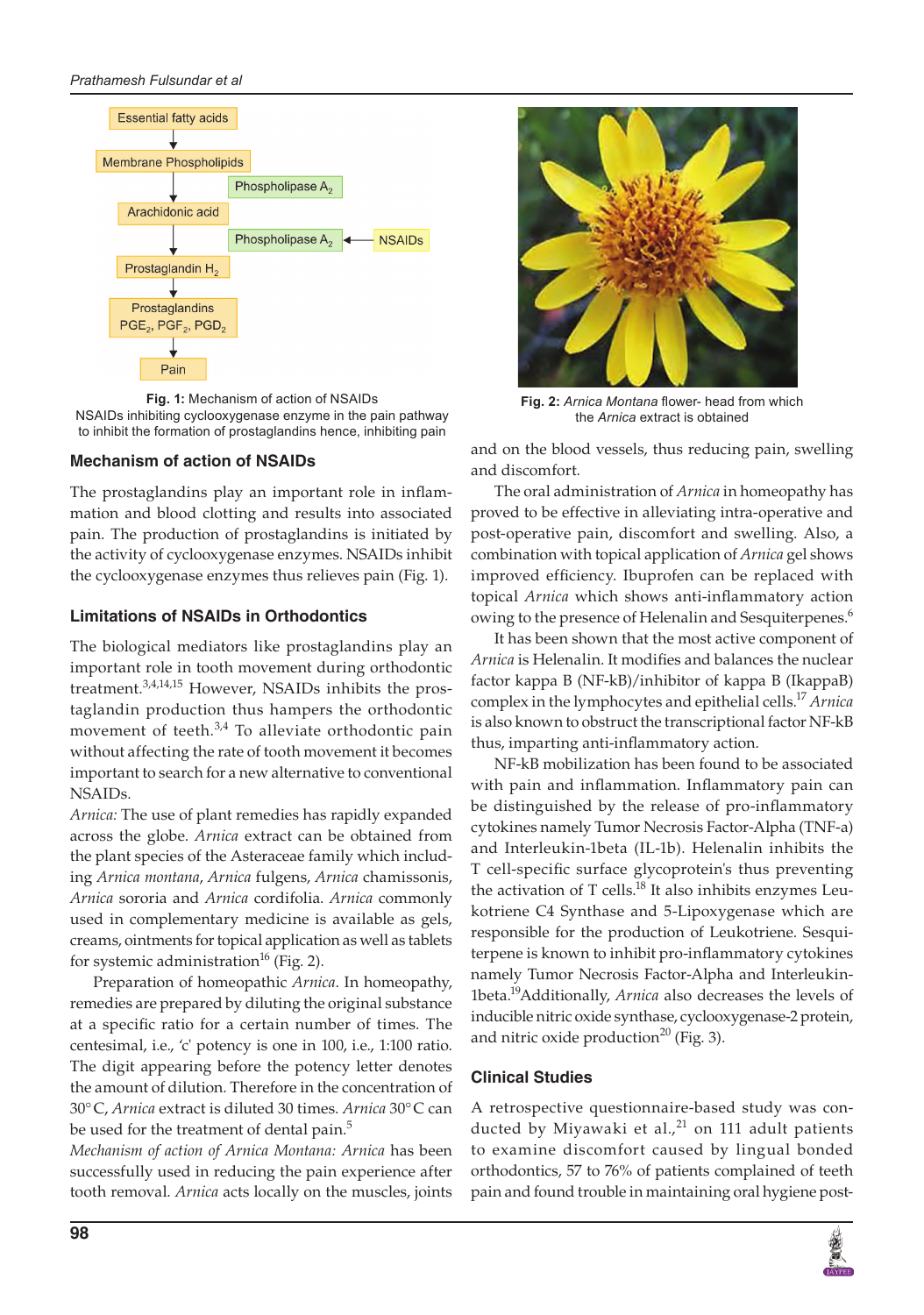Fig. 1: Mechanism of action of NSAIDs
NSAIDs inhibiting cyclooxygenase enzyme in the pain pathway to inhibit the formation of prostaglandins hence, inhibiting pain

Fig. 2: *Arnica Montana* flower- head from which the *Arnica* extract is obtained

### Mechanism of action of NSAIDs

The prostaglandins play an important role in inflammation and blood clotting and results into associated pain. The production of prostaglandins is initiated by the activity of cyclooxygenase enzymes. NSAIDs inhibit the cyclooxygenase enzymes thus relieves pain (Fig. 1).

### Limitations of NSAIDs in Orthodontics

The biological mediators like prostaglandins play an important role in tooth movement during orthodontic treatment.[3,4,14,15] However, NSAIDs inhibits the prostaglandin production thus hampers the orthodontic movement of teeth.[3,4] To alleviate orthodontic pain without affecting the rate of tooth movement it becomes important to search for a new alternative to conventional NSAIDs.

*Arnica:* The use of plant remedies has rapidly expanded across the globe. *Arnica* extract can be obtained from the plant species of the Asteraceae family which including *Arnica montana*, *Arnica* fulgens, *Arnica* chamissonis, *Arnica* sororia and *Arnica* cordifolia. *Arnica* commonly used in complementary medicine is available as gels, creams, ointments for topical application as well as tablets for systemic administration[16] (Fig. 2).

Preparation of homeopathic *Arnica*. In homeopathy, remedies are prepared by diluting the original substance at a specific ratio for a certain number of times. The centesimal, i.e., 'c' potency is one in 100, i.e., 1:100 ratio. The digit appearing before the potency letter denotes the amount of dilution. Therefore in the concentration of 30°C, *Arnica* extract is diluted 30 times. *Arnica* 30°C can be used for the treatment of dental pain.[5]

*Mechanism of action of Arnica Montana: Arnica* has been successfully used in reducing the pain experience after tooth removal. *Arnica* acts locally on the muscles, joints and on the blood vessels, thus reducing pain, swelling and discomfort.

The oral administration of *Arnica* in homeopathy has proved to be effective in alleviating intra-operative and post-operative pain, discomfort and swelling. Also, a combination with topical application of *Arnica* gel shows improved efficiency. Ibuprofen can be replaced with topical *Arnica* which shows anti-inflammatory action owing to the presence of Helenalin and Sesquiterpenes.[6]

It has been shown that the most active component of *Arnica* is Helenalin. It modifies and balances the nuclear factor kappa B (NF-kB)/inhibitor of kappa B (IkappaB) complex in the lymphocytes and epithelial cells.[17] *Arnica* is also known to obstruct the transcriptional factor NF-kB thus, imparting anti-inflammatory action.

NF-kB mobilization has been found to be associated with pain and inflammation. Inflammatory pain can be distinguished by the release of pro-inflammatory cytokines namely Tumor Necrosis Factor-Alpha (TNF-a) and Interleukin-1beta (IL-1b). Helenalin inhibits the T cell-specific surface glycoprotein's thus preventing the activation of T cells.[18] It also inhibits enzymes Leukotriene C4 Synthase and 5-Lipoxygenase which are responsible for the production of Leukotriene. Sesquiterpene is known to inhibit pro-inflammatory cytokines namely Tumor Necrosis Factor-Alpha and Interleukin-1beta.[19]Additionally, *Arnica* also decreases the levels of inducible nitric oxide synthase, cyclooxygenase-2 protein, and nitric oxide production[20] (Fig. 3).

### Clinical Studies

A retrospective questionnaire-based study was conducted by Miyawaki et al.,[21] on 111 adult patients to examine discomfort caused by lingual bonded orthodontics, 57 to 76% of patients complained of teeth pain and found trouble in maintaining oral hygiene post-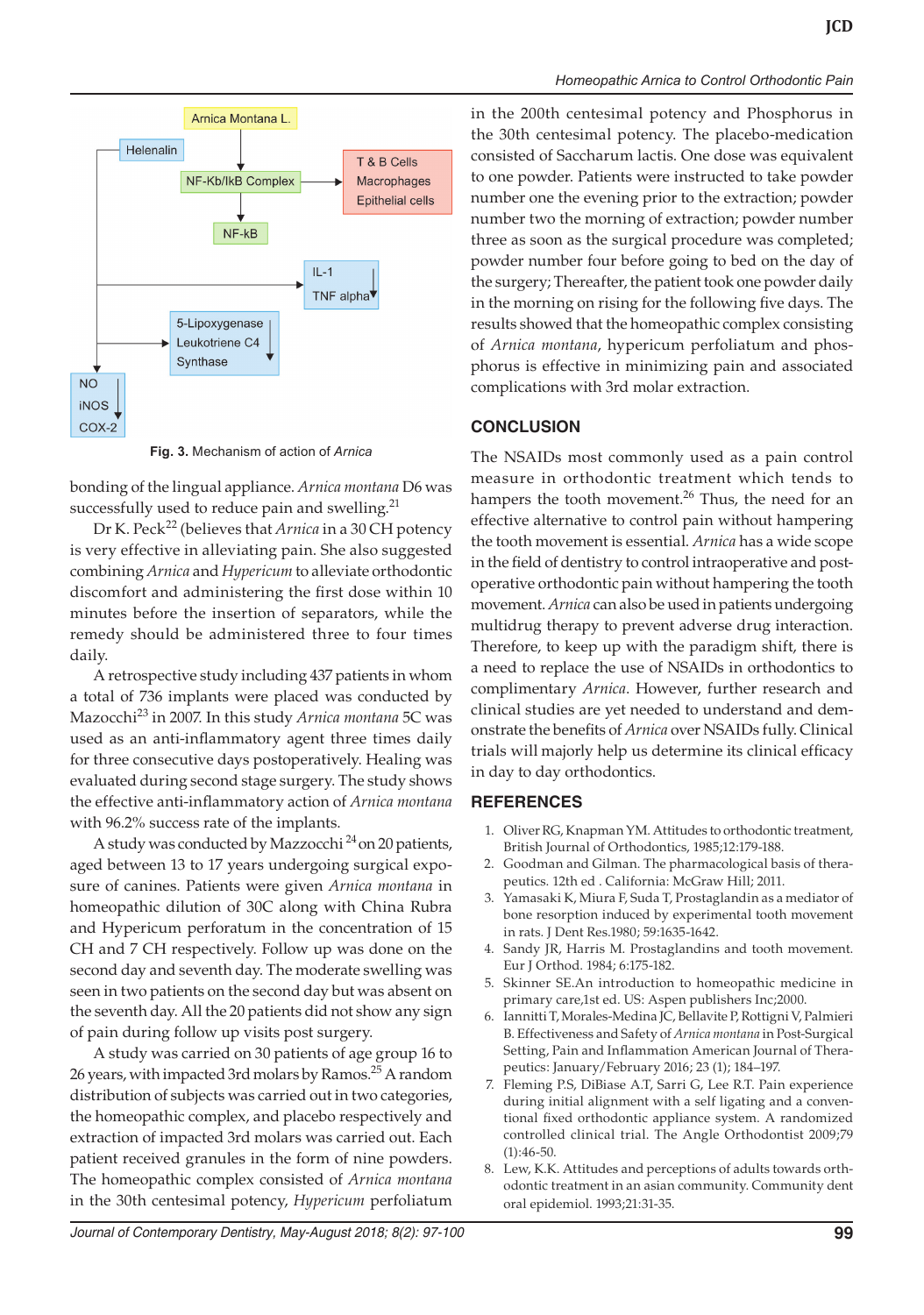Fig. 3. Mechanism of action of *Arnica*

bonding of the lingual appliance. *Arnica montana* D6 was successfully used to reduce pain and swelling.[21]

Dr K. Peck[22] (believes that *Arnica* in a 30 CH potency is very effective in alleviating pain. She also suggested combining *Arnica* and *Hypericum* to alleviate orthodontic discomfort and administering the first dose within 10 minutes before the insertion of separators, while the remedy should be administered three to four times daily.

A retrospective study including 437 patients in whom a total of 736 implants were placed was conducted by Mazocchi[23] in 2007. In this study *Arnica montana* 5C was used as an anti-inflammatory agent three times daily for three consecutive days postoperatively. Healing was evaluated during second stage surgery. The study shows the effective anti-inflammatory action of *Arnica montana* with 96.2% success rate of the implants.

A study was conducted by Mazzocchi[24] on 20 patients, aged between 13 to 17 years undergoing surgical exposure of canines. Patients were given *Arnica montana* in homeopathic dilution of 30C along with China Rubra and Hypericum perforatum in the concentration of 15 CH and 7 CH respectively. Follow up was done on the second day and seventh day. The moderate swelling was seen in two patients on the second day but was absent on the seventh day. All the 20 patients did not show any sign of pain during follow up visits post surgery.

A study was carried on 30 patients of age group 16 to 26 years, with impacted 3rd molars by Ramos.[25] A random distribution of subjects was carried out in two categories, the homeopathic complex, and placebo respectively and extraction of impacted 3rd molars was carried out. Each patient received granules in the form of nine powders. The homeopathic complex consisted of *Arnica montana* in the 30th centesimal potency, *Hypericum* perfoliatum in the 200th centesimal potency and Phosphorus in the 30th centesimal potency. The placebo-medication consisted of Saccharum lactis. One dose was equivalent to one powder. Patients were instructed to take powder number one the evening prior to the extraction; powder number two the morning of extraction; powder number three as soon as the surgical procedure was completed; powder number four before going to bed on the day of the surgery; Thereafter, the patient took one powder daily in the morning on rising for the following five days. The results showed that the homeopathic complex consisting of *Arnica montana*, hypericum perfoliatum and phosphorus is effective in minimizing pain and associated complications with 3rd molar extraction.

## CONCLUSION

The NSAIDs most commonly used as a pain control measure in orthodontic treatment which tends to hampers the tooth movement.[26] Thus, the need for an effective alternative to control pain without hampering the tooth movement is essential. *Arnica* has a wide scope in the field of dentistry to control intraoperative and post-operative orthodontic pain without hampering the tooth movement. *Arnica* can also be used in patients undergoing multidrug therapy to prevent adverse drug interaction. Therefore, to keep up with the paradigm shift, there is a need to replace the use of NSAIDs in orthodontics to complimentary *Arnica*. However, further research and clinical studies are yet needed to understand and demonstrate the benefits of *Arnica* over NSAIDs fully. Clinical trials will majorly help us determine its clinical efficacy in day to day orthodontics.

## REFERENCES

1. Oliver RG, Knapman YM. Attitudes to orthodontic treatment, British Journal of Orthodontics, 1985;12:179-188.
2. Goodman and Gilman. The pharmacological basis of therapeutics. 12th ed . California: McGraw Hill; 2011.
3. Yamasaki K, Miura F, Suda T, Prostaglandin as a mediator of bone resorption induced by experimental tooth movement in rats. J Dent Res.1980; 59:1635-1642.
4. Sandy JR, Harris M. Prostaglandins and tooth movement. Eur J Orthod. 1984; 6:175-182.
5. Skinner SE.An introduction to homeopathic medicine in primary care,1st ed. US: Aspen publishers Inc;2000.
6. Iannitti T, Morales-Medina JC, Bellavite P, Rottigni V, Palmieri B. Effectiveness and Safety of *Arnica montana* in Post-Surgical Setting, Pain and Inflammation American Journal of Therapeutics: January/February 2016; 23 (1); 184–197.
7. Fleming P.S, DiBiase A.T, Sarri G, Lee R.T. Pain experience during initial alignment with a self ligating and a conventional fixed orthodontic appliance system. A randomized controlled clinical trial. The Angle Orthodontist 2009;79 (1):46-50.
8. Lew, K.K. Attitudes and perceptions of adults towards orthodontic treatment in an asian community. Community dent oral epidemiol. 1993;21:31-35.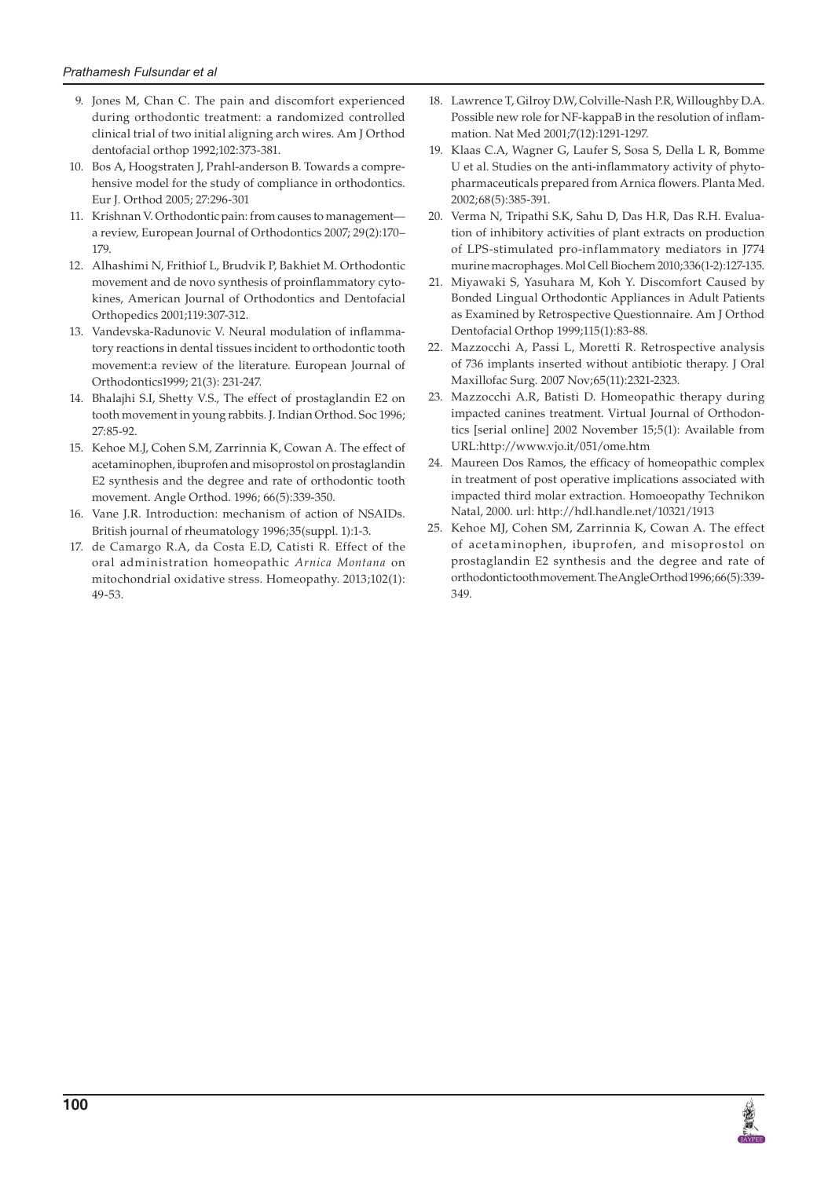9. Jones M, Chan C. The pain and discomfort experienced during orthodontic treatment: a randomized controlled clinical trial of two initial aligning arch wires. Am J Orthod dentofacial orthop 1992;102:373-381.
10. Bos A, Hoogstraten J, Prahl-anderson B. Towards a comprehensive model for the study of compliance in orthodontics. Eur J. Orthod 2005; 27:296-301
11. Krishnan V. Orthodontic pain: from causes to management—a review, European Journal of Orthodontics 2007; 29(2):170–179.
12. Alhashimi N, Frithiof L, Brudvik P, Bakhiet M. Orthodontic movement and de novo synthesis of proinflammatory cytokines, American Journal of Orthodontics and Dentofacial Orthopedics 2001;119:307-312.
13. Vandevska-Radunovic V. Neural modulation of inflammatory reactions in dental tissues incident to orthodontic tooth movement:a review of the literature. European Journal of Orthodontics1999; 21(3): 231-247.
14. Bhalajhi S.I, Shetty V.S., The effect of prostaglandin E2 on tooth movement in young rabbits. J. Indian Orthod. Soc 1996; 27:85-92.
15. Kehoe M.J, Cohen S.M, Zarrinnia K, Cowan A. The effect of acetaminophen, ibuprofen and misoprostol on prostaglandin E2 synthesis and the degree and rate of orthodontic tooth movement. Angle Orthod. 1996; 66(5):339-350.
16. Vane J.R. Introduction: mechanism of action of NSAIDs. British journal of rheumatology 1996;35(suppl. 1):1-3.
17. de Camargo R.A, da Costa E.D, Catisti R. Effect of the oral administration homeopathic *Arnica Montana* on mitochondrial oxidative stress. Homeopathy. 2013;102(1): 49-53.
18. Lawrence T, Gilroy D.W, Colville-Nash P.R, Willoughby D.A. Possible new role for NF-kappaB in the resolution of inflammation. Nat Med 2001;7(12):1291-1297.
19. Klaas C.A, Wagner G, Laufer S, Sosa S, Della L R, Bomme U et al. Studies on the anti-inflammatory activity of phytopharmaceuticals prepared from Arnica flowers. Planta Med. 2002;68(5):385-391.
20. Verma N, Tripathi S.K, Sahu D, Das H.R, Das R.H. Evaluation of inhibitory activities of plant extracts on production of LPS-stimulated pro-inflammatory mediators in J774 murine macrophages. Mol Cell Biochem 2010;336(1-2):127-135.
21. Miyawaki S, Yasuhara M, Koh Y. Discomfort Caused by Bonded Lingual Orthodontic Appliances in Adult Patients as Examined by Retrospective Questionnaire. Am J Orthod Dentofacial Orthop 1999;115(1):83-88.
22. Mazzocchi A, Passi L, Moretti R. Retrospective analysis of 736 implants inserted without antibiotic therapy. J Oral Maxillofac Surg. 2007 Nov;65(11):2321-2323.
23. Mazzocchi A.R, Batisti D. Homeopathic therapy during impacted canines treatment. Virtual Journal of Orthodontics [serial online] 2002 November 15;5(1): Available from URL:http://www.vjo.it/051/ome.htm
24. Maureen Dos Ramos, the efficacy of homeopathic complex in treatment of post operative implications associated with impacted third molar extraction. Homoeopathy Technikon Natal, 2000. url: http://hdl.handle.net/10321/1913
25. Kehoe MJ, Cohen SM, Zarrinnia K, Cowan A. The effect of acetaminophen, ibuprofen, and misoprostol on prostaglandin E2 synthesis and the degree and rate of orthodontictoothmovement.TheAngleOrthod1996;66(5):339-349.